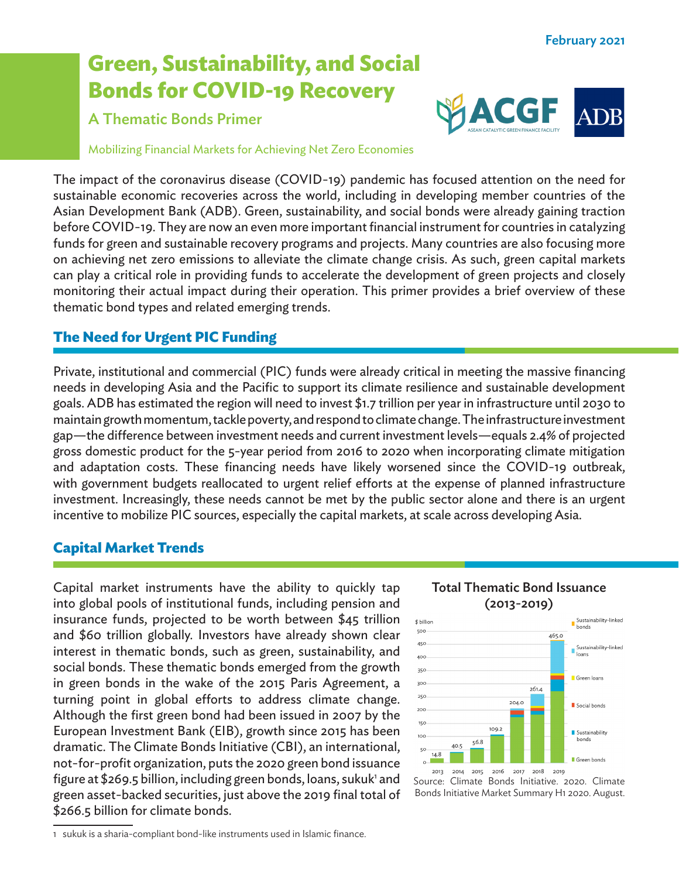February 2021

# Green, Sustainability, and Social Bonds for COVID-19 Recovery

## A Thematic Bonds Primer

Mobilizing Financial Markets for Achieving Net Zero Economies

The impact of the coronavirus disease (COVID-19) pandemic has focused attention on the need for sustainable economic recoveries across the world, including in developing member countries of the Asian Development Bank (ADB). Green, sustainability, and social bonds were already gaining traction before COVID-19. They are now an even more important financial instrument for countries in catalyzing funds for green and sustainable recovery programs and projects. Many countries are also focusing more on achieving net zero emissions to alleviate the climate change crisis. As such, green capital markets can play a critical role in providing funds to accelerate the development of green projects and closely monitoring their actual impact during their operation. This primer provides a brief overview of these thematic bond types and related emerging trends.

## The Need for Urgent PIC Funding

Private, institutional and commercial (PIC) funds were already critical in meeting the massive financing needs in developing Asia and the Pacific to support its climate resilience and sustainable development goals. ADB has estimated the region will need to invest $1.7 trillion per year in infrastructure until 2030 to maintain growth momentum, tackle poverty, and respond to climate change. The infrastructure investment gap—the difference between investment needs and current investment levels—equals 2.4% of projected gross domestic product for the 5-year period from 2016 to 2020 when incorporating climate mitigation and adaptation costs. These financing needs have likely worsened since the COVID-19 outbreak, with government budgets reallocated to urgent relief efforts at the expense of planned infrastructure investment. Increasingly, these needs cannot be met by the public sector alone and there is an urgent incentive to mobilize PIC sources, especially the capital markets, at scale across developing Asia.

## Capital Market Trends

Capital market instruments have the ability to quickly tap into global pools of institutional funds, including pension and insurance funds, projected to be worth between $45 trillion and $60 trillion globally. Investors have already shown clear interest in thematic bonds, such as green, sustainability, and social bonds. These thematic bonds emerged from the growth in green bonds in the wake of the 2015 Paris Agreement, a turning point in global efforts to address climate change. Although the first green bond had been issued in 2007 by the European Investment Bank (EIB), growth since 2015 has been dramatic. The Climate Bonds Initiative (CBI), an international, not-for-profit organization, puts the 2020 green bond issuance figure at $269.5 billion, including green bonds, loans, sukuk[1] and green asset-backed securities, just above the 2019 final total of $266.5 billion for climate bonds.

**Total Thematic Bond Issuance (2013-2019)**

| Year | Total ($ billion) |
|---|---|
| 2013 | 14.8 |
| 2014 | 40.5 |
| 2015 | 56.8 |
| 2016 | 109.2 |
| 2017 | 204.0 |
| 2018 | 261.4 |
| 2019 | 465.0 |

Legend: Sustainability-linked bonds; Sustainability-linked loans; Green loans; Social bonds; Sustainability bonds; Green bonds

Source: Climate Bonds Initiative. 2020. Climate Bonds Initiative Market Summary H1 2020. August.

[1] sukuk is a sharia-compliant bond-like instruments used in Islamic finance.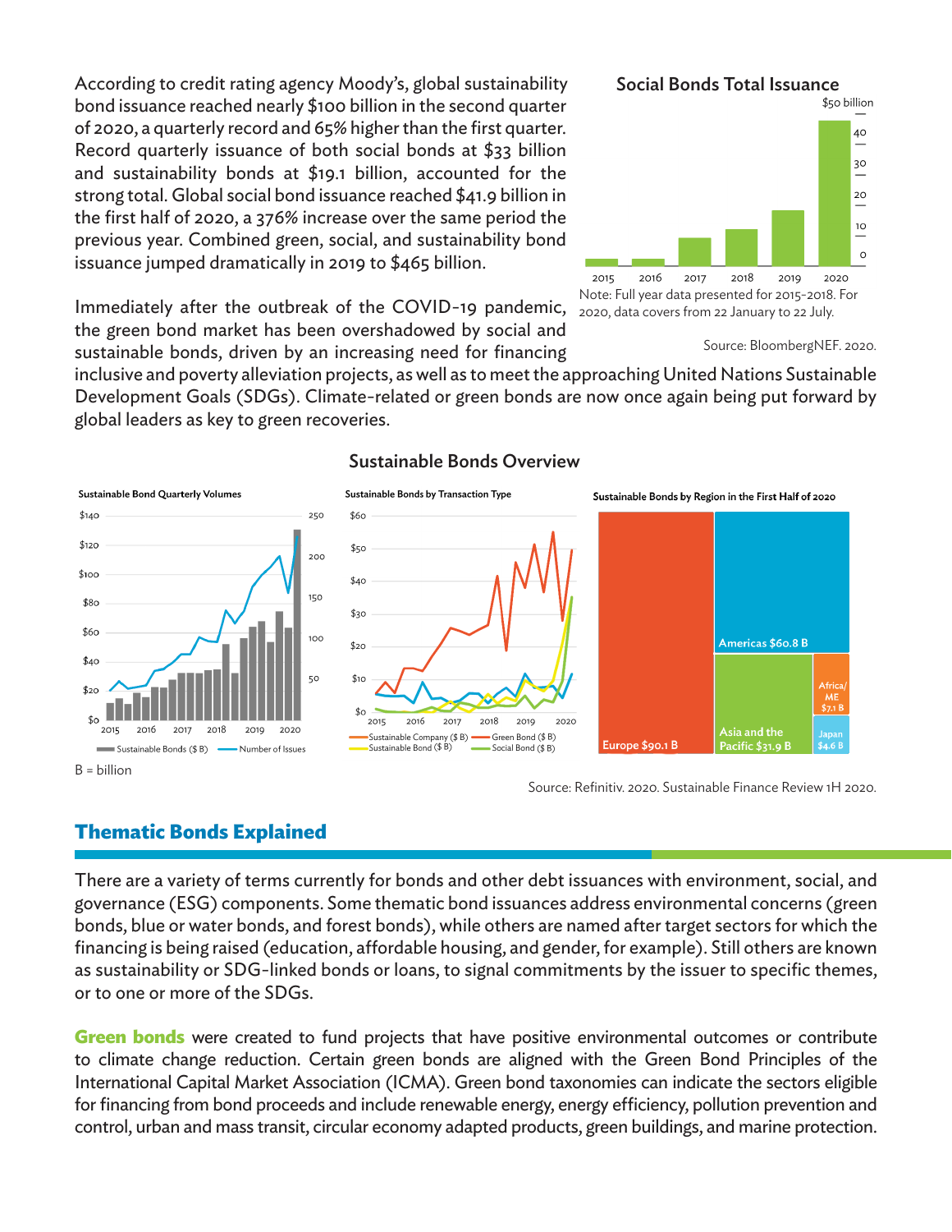According to credit rating agency Moody's, global sustainability bond issuance reached nearly $100 billion in the second quarter of 2020, a quarterly record and 65% higher than the first quarter. Record quarterly issuance of both social bonds at $33 billion and sustainability bonds at $19.1 billion, accounted for the strong total. Global social bond issuance reached $41.9 billion in the first half of 2020, a 376% increase over the same period the previous year. Combined green, social, and sustainability bond issuance jumped dramatically in 2019 to $465 billion.

**Social Bonds Total Issuance**

Note: Full year data presented for 2015–2018. For 2020, data covers from 22 January to 22 July.

Source: BloombergNEF. 2020.

Immediately after the outbreak of the COVID-19 pandemic, the green bond market has been overshadowed by social and sustainable bonds, driven by an increasing need for financing inclusive and poverty alleviation projects, as well as to meet the approaching United Nations Sustainable Development Goals (SDGs). Climate-related or green bonds are now once again being put forward by global leaders as key to green recoveries.

**Sustainable Bonds Overview**

**Sustainable Bond Quarterly Volumes**

**Sustainable Bonds by Transaction Type**

**Sustainable Bonds by Region in the First Half of 2020**

| Region | Volume |
| --- | --- |
| Europe | $90.1 B |
| Americas | $60.8 B |
| Asia and the Pacific | $31.9 B |
| Africa/ME | $7.1 B |
| Japan | $4.6 B |

B = billion

Source: Refinitiv. 2020. Sustainable Finance Review 1H 2020.

## Thematic Bonds Explained

There are a variety of terms currently for bonds and other debt issuances with environment, social, and governance (ESG) components. Some thematic bond issuances address environmental concerns (green bonds, blue or water bonds, and forest bonds), while others are named after target sectors for which the financing is being raised (education, affordable housing, and gender, for example). Still others are known as sustainability or SDG-linked bonds or loans, to signal commitments by the issuer to specific themes, or to one or more of the SDGs.

**Green bonds** were created to fund projects that have positive environmental outcomes or contribute to climate change reduction. Certain green bonds are aligned with the Green Bond Principles of the International Capital Market Association (ICMA). Green bond taxonomies can indicate the sectors eligible for financing from bond proceeds and include renewable energy, energy efficiency, pollution prevention and control, urban and mass transit, circular economy adapted products, green buildings, and marine protection.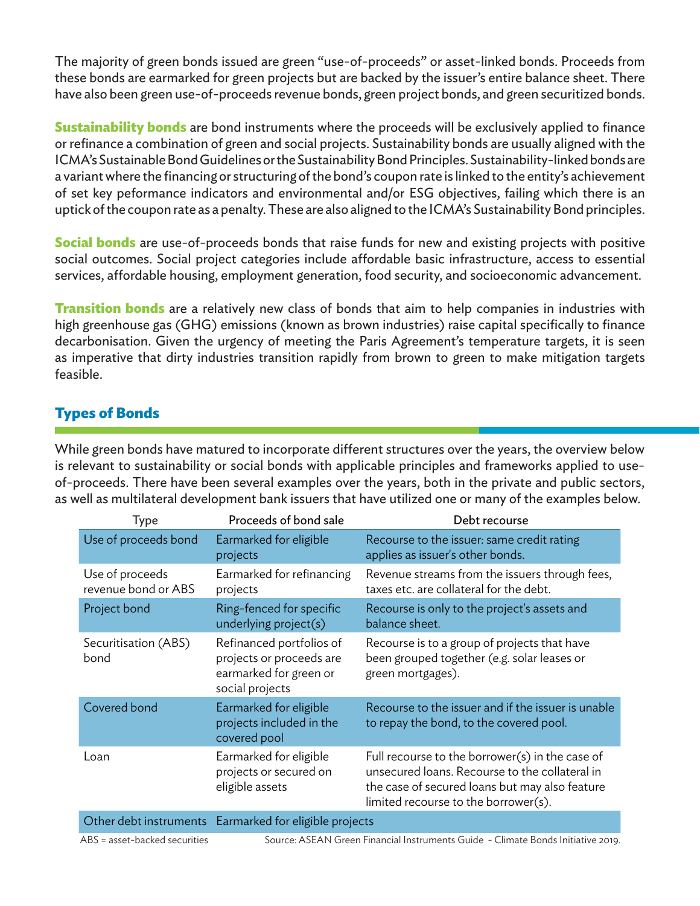The majority of green bonds issued are green "use-of-proceeds" or asset-linked bonds. Proceeds from these bonds are earmarked for green projects but are backed by the issuer's entire balance sheet. There have also been green use-of-proceeds revenue bonds, green project bonds, and green securitized bonds.

**Sustainability bonds** are bond instruments where the proceeds will be exclusively applied to finance or refinance a combination of green and social projects. Sustainability bonds are usually aligned with the ICMA's Sustainable Bond Guidelines or the Sustainability Bond Principles. Sustainability-linked bonds are a variant where the financing or structuring of the bond's coupon rate is linked to the entity's achievement of set key peformance indicators and environmental and/or ESG objectives, failing which there is an uptick of the coupon rate as a penalty. These are also aligned to the ICMA's Sustainability Bond principles.

**Social bonds** are use-of-proceeds bonds that raise funds for new and existing projects with positive social outcomes. Social project categories include affordable basic infrastructure, access to essential services, affordable housing, employment generation, food security, and socioeconomic advancement.

**Transition bonds** are a relatively new class of bonds that aim to help companies in industries with high greenhouse gas (GHG) emissions (known as brown industries) raise capital specifically to finance decarbonisation. Given the urgency of meeting the Paris Agreement's temperature targets, it is seen as imperative that dirty industries transition rapidly from brown to green to make mitigation targets feasible.

## Types of Bonds

While green bonds have matured to incorporate different structures over the years, the overview below is relevant to sustainability or social bonds with applicable principles and frameworks applied to use-of-proceeds. There have been several examples over the years, both in the private and public sectors, as well as multilateral development bank issuers that have utilized one or many of the examples below.

| Type | Proceeds of bond sale | Debt recourse |
|---|---|---|
| Use of proceeds bond | Earmarked for eligible projects | Recourse to the issuer: same credit rating applies as issuer's other bonds. |
| Use of proceeds revenue bond or ABS | Earmarked for refinancing projects | Revenue streams from the issuers through fees, taxes etc. are collateral for the debt. |
| Project bond | Ring-fenced for specific underlying project(s) | Recourse is only to the project's assets and balance sheet. |
| Securitisation (ABS) bond | Refinanced portfolios of projects or proceeds are earmarked for green or social projects | Recourse is to a group of projects that have been grouped together (e.g. solar leases or green mortgages). |
| Covered bond | Earmarked for eligible projects included in the covered pool | Recourse to the issuer and if the issuer is unable to repay the bond, to the covered pool. |
| Loan | Earmarked for eligible projects or secured on eligible assets | Full recourse to the borrower(s) in the case of unsecured loans. Recourse to the collateral in the case of secured loans but may also feature limited recourse to the borrower(s). |
| Other debt instruments | Earmarked for eligible projects | |

ABS = asset-backed securities

Source: ASEAN Green Financial Instruments Guide - Climate Bonds Initiative 2019.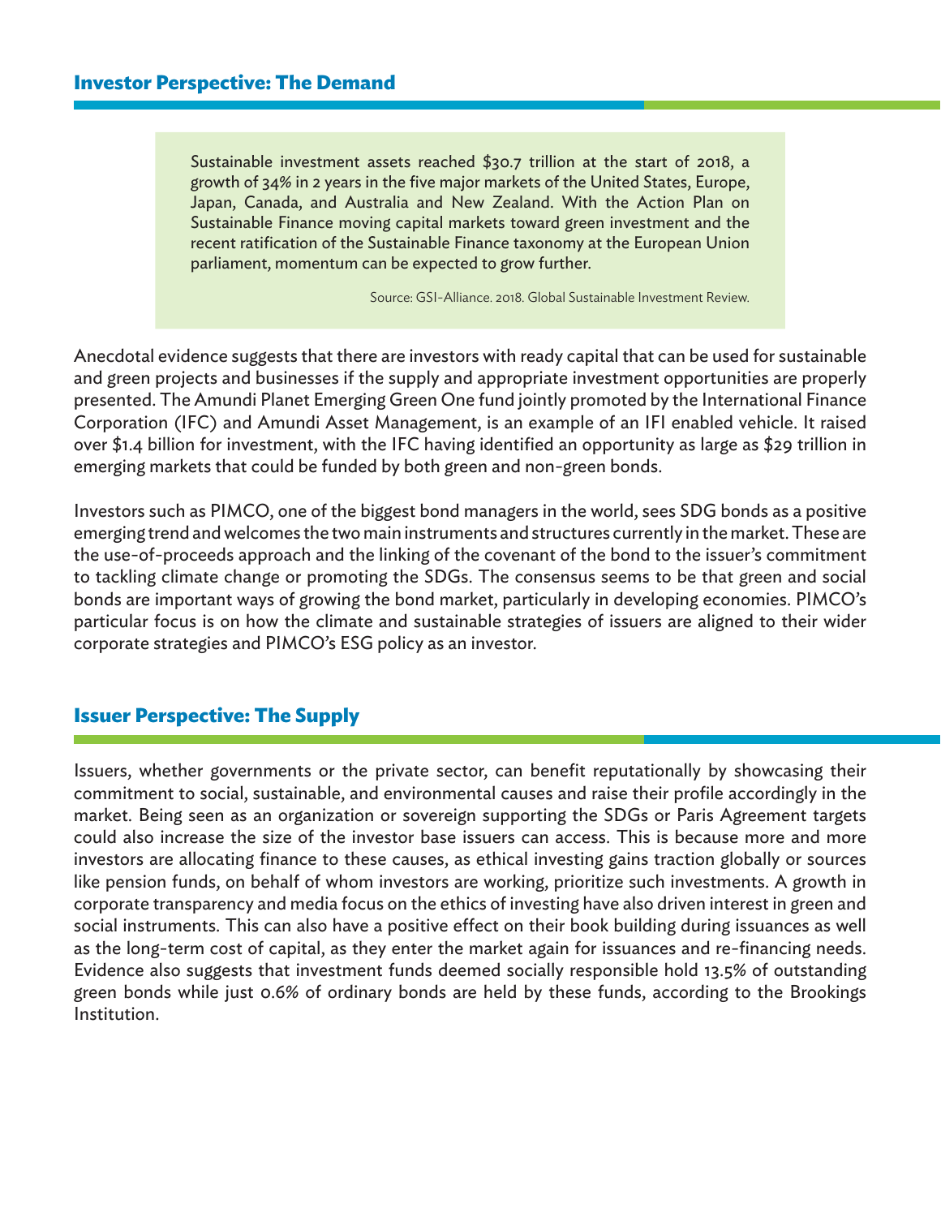## Investor Perspective: The Demand

> Sustainable investment assets reached $30.7 trillion at the start of 2018, a growth of 34% in 2 years in the five major markets of the United States, Europe, Japan, Canada, and Australia and New Zealand. With the Action Plan on Sustainable Finance moving capital markets toward green investment and the recent ratification of the Sustainable Finance taxonomy at the European Union parliament, momentum can be expected to grow further.
>
> Source: GSI-Alliance. 2018. Global Sustainable Investment Review.

Anecdotal evidence suggests that there are investors with ready capital that can be used for sustainable and green projects and businesses if the supply and appropriate investment opportunities are properly presented. The Amundi Planet Emerging Green One fund jointly promoted by the International Finance Corporation (IFC) and Amundi Asset Management, is an example of an IFI enabled vehicle. It raised over $1.4 billion for investment, with the IFC having identified an opportunity as large as $29 trillion in emerging markets that could be funded by both green and non-green bonds.

Investors such as PIMCO, one of the biggest bond managers in the world, sees SDG bonds as a positive emerging trend and welcomes the two main instruments and structures currently in the market. These are the use-of-proceeds approach and the linking of the covenant of the bond to the issuer's commitment to tackling climate change or promoting the SDGs. The consensus seems to be that green and social bonds are important ways of growing the bond market, particularly in developing economies. PIMCO's particular focus is on how the climate and sustainable strategies of issuers are aligned to their wider corporate strategies and PIMCO's ESG policy as an investor.

## Issuer Perspective: The Supply

Issuers, whether governments or the private sector, can benefit reputationally by showcasing their commitment to social, sustainable, and environmental causes and raise their profile accordingly in the market. Being seen as an organization or sovereign supporting the SDGs or Paris Agreement targets could also increase the size of the investor base issuers can access. This is because more and more investors are allocating finance to these causes, as ethical investing gains traction globally or sources like pension funds, on behalf of whom investors are working, prioritize such investments. A growth in corporate transparency and media focus on the ethics of investing have also driven interest in green and social instruments. This can also have a positive effect on their book building during issuances as well as the long-term cost of capital, as they enter the market again for issuances and re-financing needs. Evidence also suggests that investment funds deemed socially responsible hold 13.5% of outstanding green bonds while just 0.6% of ordinary bonds are held by these funds, according to the Brookings Institution.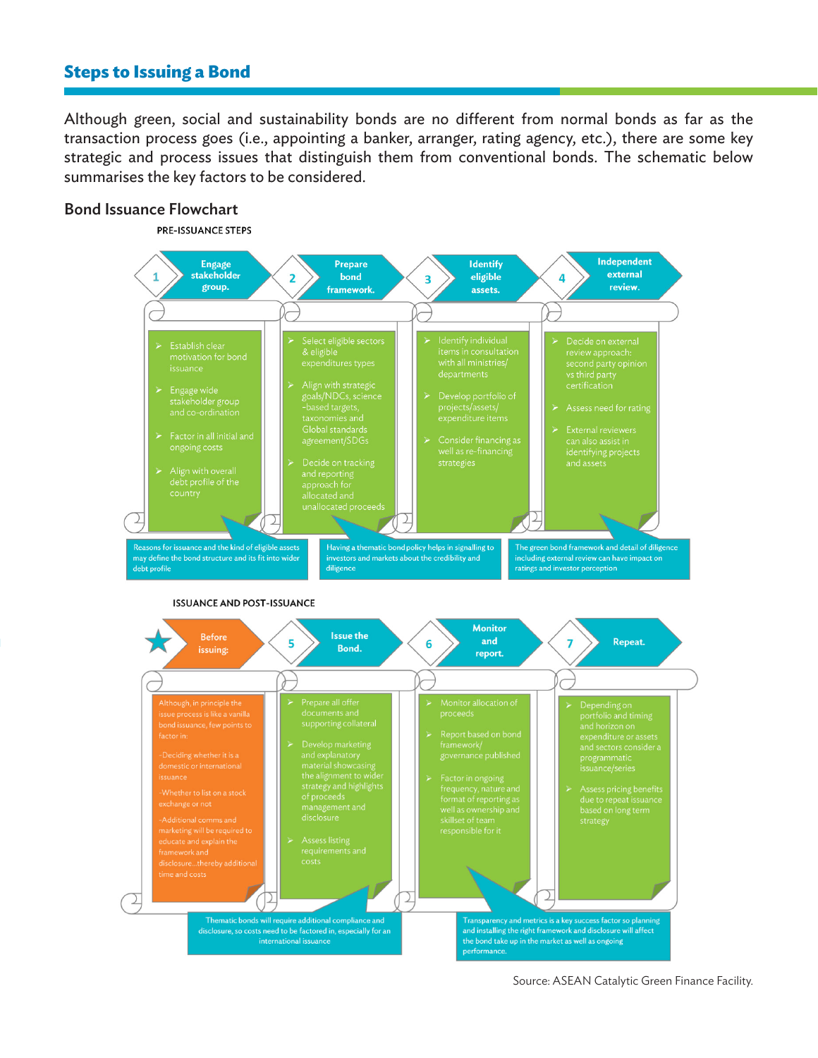## Steps to Issuing a Bond

Although green, social and sustainability bonds are no different from normal bonds as far as the transaction process goes (i.e., appointing a banker, arranger, rating agency, etc.), there are some key strategic and process issues that distinguish them from conventional bonds. The schematic below summarises the key factors to be considered.

### Bond Issuance Flowchart

**PRE-ISSUANCE STEPS**

**1 Engage stakeholder group.**

- Establish clear motivation for bond issuance
- Engage wide stakeholder group and co-ordination
- Factor in all initial and ongoing costs
- Align with overall debt profile of the country

**2 Prepare bond framework.**

- Select eligible sectors & eligible expenditures types
- Align with strategic goals/NDCs, science-based targets, taxonomies and Global standards agreement/SDGs
- Decide on tracking and reporting approach for allocated and unallocated proceeds

**3 Identify eligible assets.**

- Identify individual items in consultation with all ministries/departments
- Develop portfolio of projects/assets/expenditure items
- Consider financing as well as re-financing strategies

**4 Independent external review.**

- Decide on external review approach: second party opinion vs third party certification
- Assess need for rating
- External reviewers can also assist in identifying projects and assets

Reasons for issuance and the kind of eligible assets may define the bond structure and its fit into wider debt profile

Having a thematic bond policy helps in signalling to investors and markets about the credibility and diligence

The green bond framework and detail of diligence including external review can have impact on ratings and investor perception

**ISSUANCE AND POST-ISSUANCE**

**Before issuing:**

Although, in principle the issue process is like a vanilla bond issuance, few points to factor in:

-Deciding whether it is a domestic or international issuance

-Whether to list on a stock exchange or not

-Additional comms and marketing will be required to educate and explain the framework and disclosure...thereby additional time and costs

**5 Issue the Bond.**

- Prepare all offer documents and supporting collateral
- Develop marketing and explanatory material showcasing the alignment to wider strategy and highlights of proceeds management and disclosure
- Assess listing requirements and costs

**6 Monitor and report.**

- Monitor allocation of proceeds
- Report based on bond framework/governance published
- Factor in ongoing frequency, nature and format of reporting as well as ownership and skillset of team responsible for it

**7 Repeat.**

- Depending on portfolio and timing and horizon on expenditure or assets and sectors consider a programmatic issuance/series
- Assess pricing benefits due to repeat issuance based on long term strategy

Thematic bonds will require additional compliance and disclosure, so costs need to be factored in, especially for an international issuance

Transparency and metrics is a key success factor so planning and installing the right framework and disclosure will affect the bond take up in the market as well as ongoing performance.

Source: ASEAN Catalytic Green Finance Facility.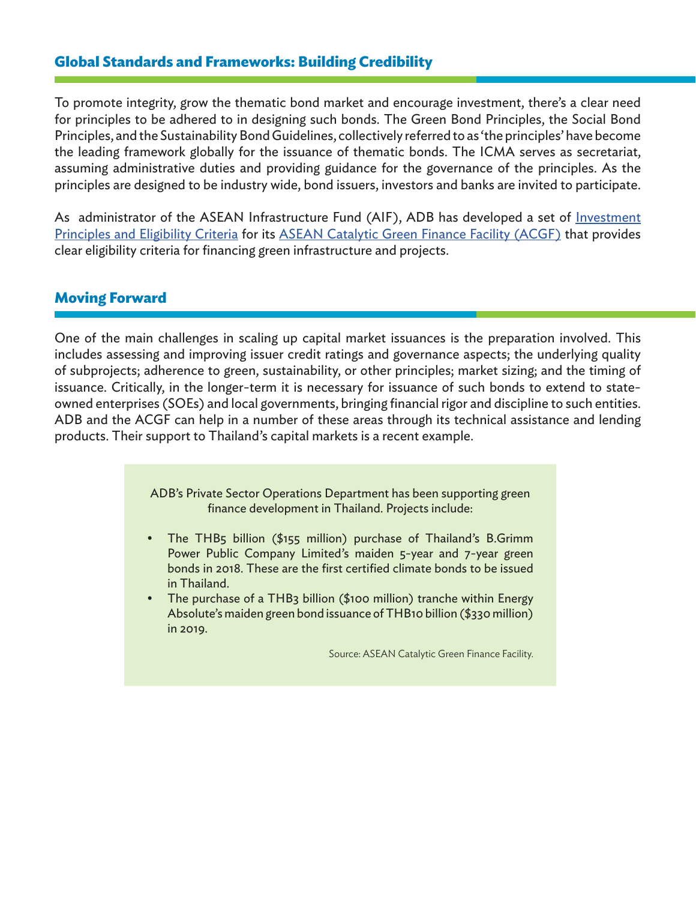## Global Standards and Frameworks: Building Credibility

To promote integrity, grow the thematic bond market and encourage investment, there's a clear need for principles to be adhered to in designing such bonds. The Green Bond Principles, the Social Bond Principles, and the Sustainability Bond Guidelines, collectively referred to as 'the principles' have become the leading framework globally for the issuance of thematic bonds. The ICMA serves as secretariat, assuming administrative duties and providing guidance for the governance of the principles. As the principles are designed to be industry wide, bond issuers, investors and banks are invited to participate.

As administrator of the ASEAN Infrastructure Fund (AIF), ADB has developed a set of Investment Principles and Eligibility Criteria for its ASEAN Catalytic Green Finance Facility (ACGF) that provides clear eligibility criteria for financing green infrastructure and projects.

## Moving Forward

One of the main challenges in scaling up capital market issuances is the preparation involved. This includes assessing and improving issuer credit ratings and governance aspects; the underlying quality of subprojects; adherence to green, sustainability, or other principles; market sizing; and the timing of issuance. Critically, in the longer-term it is necessary for issuance of such bonds to extend to state-owned enterprises (SOEs) and local governments, bringing financial rigor and discipline to such entities. ADB and the ACGF can help in a number of these areas through its technical assistance and lending products. Their support to Thailand's capital markets is a recent example.

> ADB's Private Sector Operations Department has been supporting green finance development in Thailand. Projects include:
>
> - The THB5 billion ($155 million) purchase of Thailand's B.Grimm Power Public Company Limited's maiden 5-year and 7-year green bonds in 2018. These are the first certified climate bonds to be issued in Thailand.
> - The purchase of a THB3 billion ($100 million) tranche within Energy Absolute's maiden green bond issuance of THB10 billion ($330 million) in 2019.
>
> Source: ASEAN Catalytic Green Finance Facility.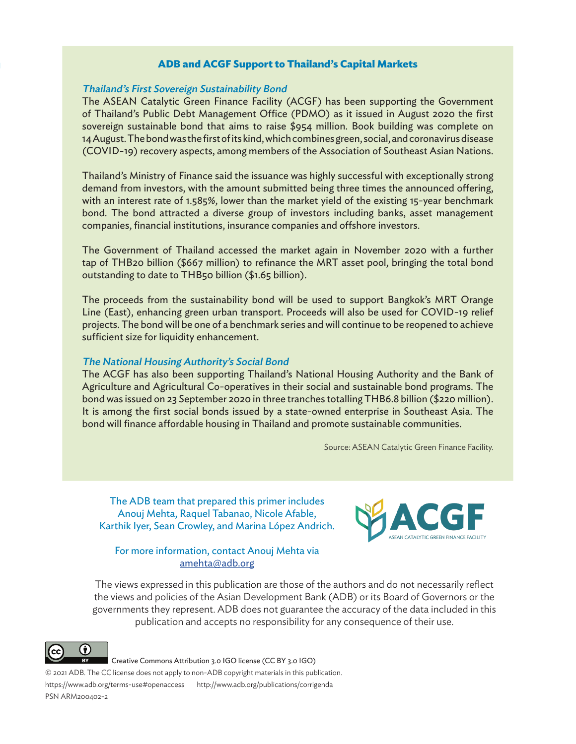## ADB and ACGF Support to Thailand's Capital Markets

### *Thailand's First Sovereign Sustainability Bond*

The ASEAN Catalytic Green Finance Facility (ACGF) has been supporting the Government of Thailand's Public Debt Management Office (PDMO) as it issued in August 2020 the first sovereign sustainable bond that aims to raise $954 million. Book building was complete on 14 August. The bond was the first of its kind, which combines green, social, and coronavirus disease (COVID-19) recovery aspects, among members of the Association of Southeast Asian Nations.

Thailand's Ministry of Finance said the issuance was highly successful with exceptionally strong demand from investors, with the amount submitted being three times the announced offering, with an interest rate of 1.585%, lower than the market yield of the existing 15-year benchmark bond. The bond attracted a diverse group of investors including banks, asset management companies, financial institutions, insurance companies and offshore investors.

The Government of Thailand accessed the market again in November 2020 with a further tap of THB20 billion ($667 million) to refinance the MRT asset pool, bringing the total bond outstanding to date to THB50 billion ($1.65 billion).

The proceeds from the sustainability bond will be used to support Bangkok's MRT Orange Line (East), enhancing green urban transport. Proceeds will also be used for COVID-19 relief projects. The bond will be one of a benchmark series and will continue to be reopened to achieve sufficient size for liquidity enhancement.

### *The National Housing Authority's Social Bond*

The ACGF has also been supporting Thailand's National Housing Authority and the Bank of Agriculture and Agricultural Co-operatives in their social and sustainable bond programs. The bond was issued on 23 September 2020 in three tranches totalling THB6.8 billion ($220 million). It is among the first social bonds issued by a state-owned enterprise in Southeast Asia. The bond will finance affordable housing in Thailand and promote sustainable communities.

Source: ASEAN Catalytic Green Finance Facility.

The ADB team that prepared this primer includes Anouj Mehta, Raquel Tabanao, Nicole Afable, Karthik Iyer, Sean Crowley, and Marina López Andrich.

For more information, contact Anouj Mehta via amehta@adb.org

ACGF
ASEAN CATALYTIC GREEN FINANCE FACILITY

The views expressed in this publication are those of the authors and do not necessarily reflect the views and policies of the Asian Development Bank (ADB) or its Board of Governors or the governments they represent. ADB does not guarantee the accuracy of the data included in this publication and accepts no responsibility for any consequence of their use.

Creative Commons Attribution 3.0 IGO license (CC BY 3.0 IGO)

© 2021 ADB. The CC license does not apply to non-ADB copyright materials in this publication.

https://www.adb.org/terms-use#openaccess http://www.adb.org/publications/corrigenda

PSN ARM200402-2